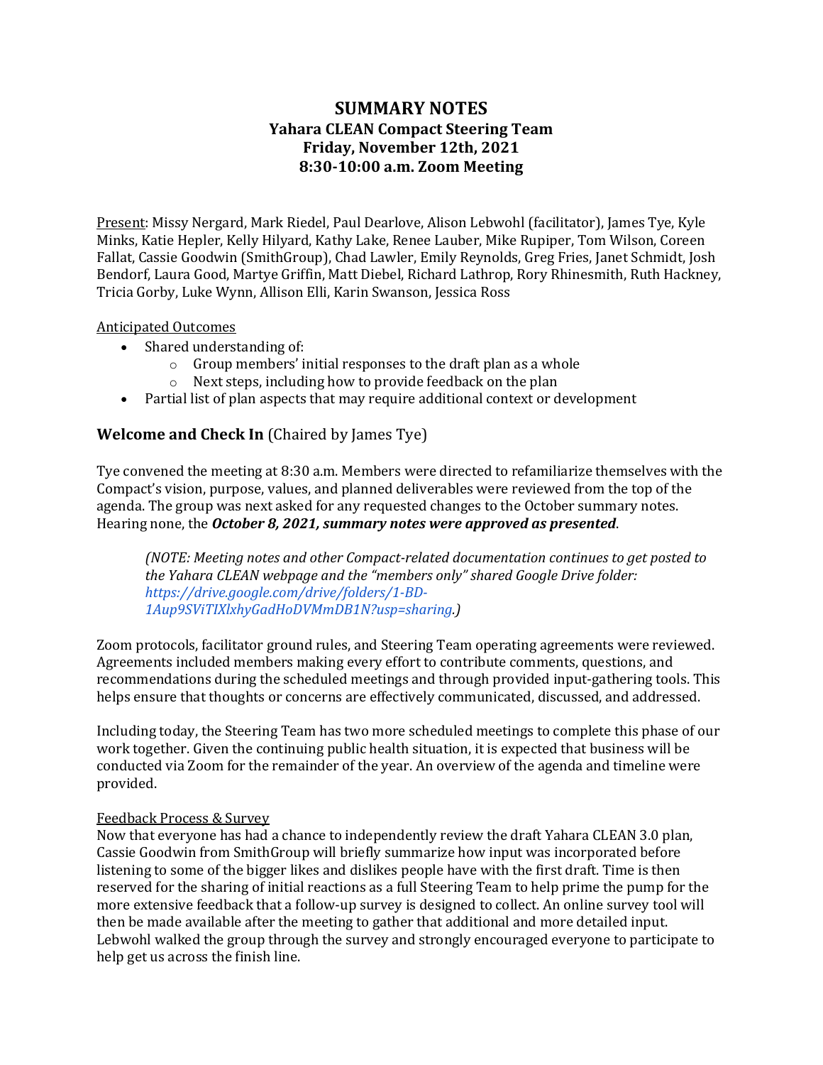# SUMMARY NOTES
## Yahara CLEAN Compact Steering Team
## Friday, November 12th, 2021
## 8:30-10:00 a.m. Zoom Meeting

Present: Missy Nergard, Mark Riedel, Paul Dearlove, Alison Lebwohl (facilitator), James Tye, Kyle Minks, Katie Hepler, Kelly Hilyard, Kathy Lake, Renee Lauber, Mike Rupiper, Tom Wilson, Coreen Fallat, Cassie Goodwin (SmithGroup), Chad Lawler, Emily Reynolds, Greg Fries, Janet Schmidt, Josh Bendorf, Laura Good, Martye Griffin, Matt Diebel, Richard Lathrop, Rory Rhinesmith, Ruth Hackney, Tricia Gorby, Luke Wynn, Allison Elli, Karin Swanson, Jessica Ross

Anticipated Outcomes

- Shared understanding of:
  - Group members' initial responses to the draft plan as a whole
  - Next steps, including how to provide feedback on the plan
- Partial list of plan aspects that may require additional context or development

### Welcome and Check In (Chaired by James Tye)

Tye convened the meeting at 8:30 a.m. Members were directed to refamiliarize themselves with the Compact's vision, purpose, values, and planned deliverables were reviewed from the top of the agenda. The group was next asked for any requested changes to the October summary notes. Hearing none, the ***October 8, 2021, summary notes were approved as presented***.

> *(NOTE: Meeting notes and other Compact-related documentation continues to get posted to the Yahara CLEAN webpage and the "members only" shared Google Drive folder: https://drive.google.com/drive/folders/1-BD-1Aup9SViTIXlxhyGadHoDVMmDB1N?usp=sharing.)*

Zoom protocols, facilitator ground rules, and Steering Team operating agreements were reviewed. Agreements included members making every effort to contribute comments, questions, and recommendations during the scheduled meetings and through provided input-gathering tools. This helps ensure that thoughts or concerns are effectively communicated, discussed, and addressed.

Including today, the Steering Team has two more scheduled meetings to complete this phase of our work together. Given the continuing public health situation, it is expected that business will be conducted via Zoom for the remainder of the year. An overview of the agenda and timeline were provided.

Feedback Process & Survey

Now that everyone has had a chance to independently review the draft Yahara CLEAN 3.0 plan, Cassie Goodwin from SmithGroup will briefly summarize how input was incorporated before listening to some of the bigger likes and dislikes people have with the first draft. Time is then reserved for the sharing of initial reactions as a full Steering Team to help prime the pump for the more extensive feedback that a follow-up survey is designed to collect. An online survey tool will then be made available after the meeting to gather that additional and more detailed input. Lebwohl walked the group through the survey and strongly encouraged everyone to participate to help get us across the finish line.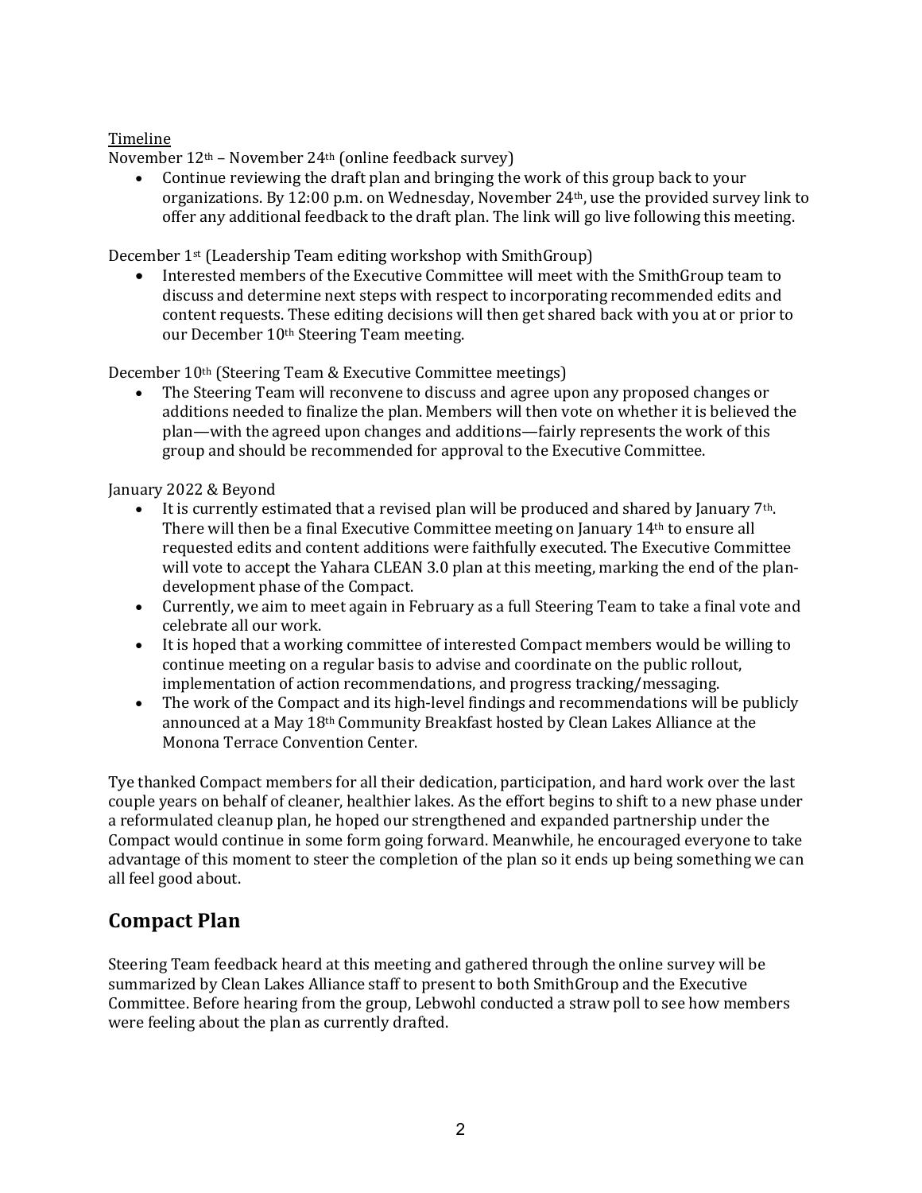Timeline

November 12th – November 24th (online feedback survey)

- Continue reviewing the draft plan and bringing the work of this group back to your organizations. By 12:00 p.m. on Wednesday, November 24th, use the provided survey link to offer any additional feedback to the draft plan. The link will go live following this meeting.

December 1st (Leadership Team editing workshop with SmithGroup)

- Interested members of the Executive Committee will meet with the SmithGroup team to discuss and determine next steps with respect to incorporating recommended edits and content requests. These editing decisions will then get shared back with you at or prior to our December 10th Steering Team meeting.

December 10th (Steering Team & Executive Committee meetings)

- The Steering Team will reconvene to discuss and agree upon any proposed changes or additions needed to finalize the plan. Members will then vote on whether it is believed the plan—with the agreed upon changes and additions—fairly represents the work of this group and should be recommended for approval to the Executive Committee.

January 2022 & Beyond

- It is currently estimated that a revised plan will be produced and shared by January 7th. There will then be a final Executive Committee meeting on January 14th to ensure all requested edits and content additions were faithfully executed. The Executive Committee will vote to accept the Yahara CLEAN 3.0 plan at this meeting, marking the end of the plan-development phase of the Compact.
- Currently, we aim to meet again in February as a full Steering Team to take a final vote and celebrate all our work.
- It is hoped that a working committee of interested Compact members would be willing to continue meeting on a regular basis to advise and coordinate on the public rollout, implementation of action recommendations, and progress tracking/messaging.
- The work of the Compact and its high-level findings and recommendations will be publicly announced at a May 18th Community Breakfast hosted by Clean Lakes Alliance at the Monona Terrace Convention Center.

Tye thanked Compact members for all their dedication, participation, and hard work over the last couple years on behalf of cleaner, healthier lakes. As the effort begins to shift to a new phase under a reformulated cleanup plan, he hoped our strengthened and expanded partnership under the Compact would continue in some form going forward. Meanwhile, he encouraged everyone to take advantage of this moment to steer the completion of the plan so it ends up being something we can all feel good about.

## Compact Plan

Steering Team feedback heard at this meeting and gathered through the online survey will be summarized by Clean Lakes Alliance staff to present to both SmithGroup and the Executive Committee. Before hearing from the group, Lebwohl conducted a straw poll to see how members were feeling about the plan as currently drafted.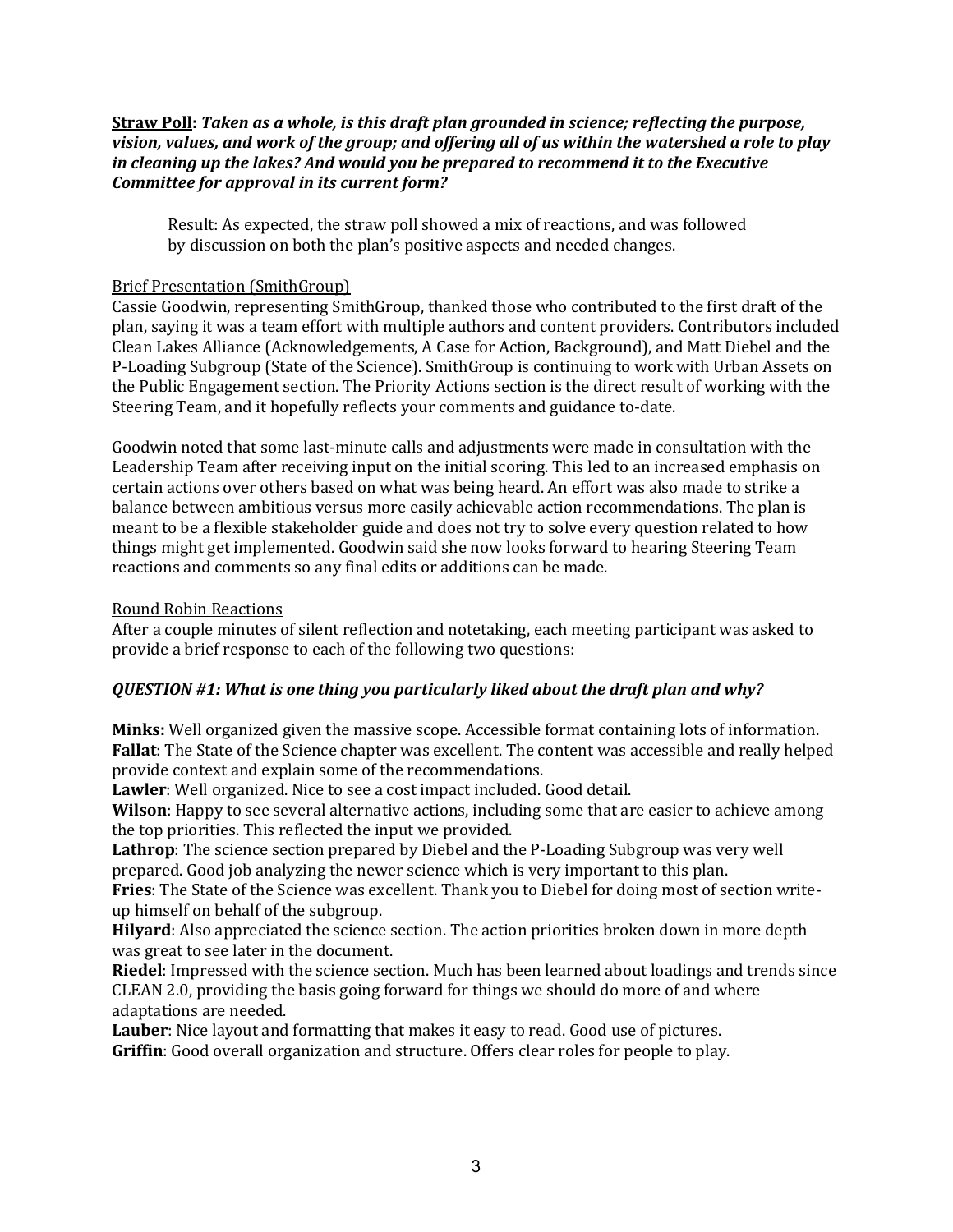<u>**Straw Poll**</u>**:** ***Taken as a whole, is this draft plan grounded in science; reflecting the purpose, vision, values, and work of the group; and offering all of us within the watershed a role to play in cleaning up the lakes? And would you be prepared to recommend it to the Executive Committee for approval in its current form?***

> <u>Result</u>: As expected, the straw poll showed a mix of reactions, and was followed by discussion on both the plan's positive aspects and needed changes.

<u>Brief Presentation (SmithGroup)</u>

Cassie Goodwin, representing SmithGroup, thanked those who contributed to the first draft of the plan, saying it was a team effort with multiple authors and content providers. Contributors included Clean Lakes Alliance (Acknowledgements, A Case for Action, Background), and Matt Diebel and the P-Loading Subgroup (State of the Science). SmithGroup is continuing to work with Urban Assets on the Public Engagement section. The Priority Actions section is the direct result of working with the Steering Team, and it hopefully reflects your comments and guidance to-date.

Goodwin noted that some last-minute calls and adjustments were made in consultation with the Leadership Team after receiving input on the initial scoring. This led to an increased emphasis on certain actions over others based on what was being heard. An effort was also made to strike a balance between ambitious versus more easily achievable action recommendations. The plan is meant to be a flexible stakeholder guide and does not try to solve every question related to how things might get implemented. Goodwin said she now looks forward to hearing Steering Team reactions and comments so any final edits or additions can be made.

<u>Round Robin Reactions</u>

After a couple minutes of silent reflection and notetaking, each meeting participant was asked to provide a brief response to each of the following two questions:

***QUESTION #1: What is one thing you particularly liked about the draft plan and why?***

**Minks:** Well organized given the massive scope. Accessible format containing lots of information.
**Fallat**: The State of the Science chapter was excellent. The content was accessible and really helped provide context and explain some of the recommendations.
**Lawler**: Well organized. Nice to see a cost impact included. Good detail.
**Wilson**: Happy to see several alternative actions, including some that are easier to achieve among the top priorities. This reflected the input we provided.
**Lathrop**: The science section prepared by Diebel and the P-Loading Subgroup was very well prepared. Good job analyzing the newer science which is very important to this plan.
**Fries**: The State of the Science was excellent. Thank you to Diebel for doing most of section write-up himself on behalf of the subgroup.
**Hilyard**: Also appreciated the science section. The action priorities broken down in more depth was great to see later in the document.
**Riedel**: Impressed with the science section. Much has been learned about loadings and trends since CLEAN 2.0, providing the basis going forward for things we should do more of and where adaptations are needed.
**Lauber**: Nice layout and formatting that makes it easy to read. Good use of pictures.
**Griffin**: Good overall organization and structure. Offers clear roles for people to play.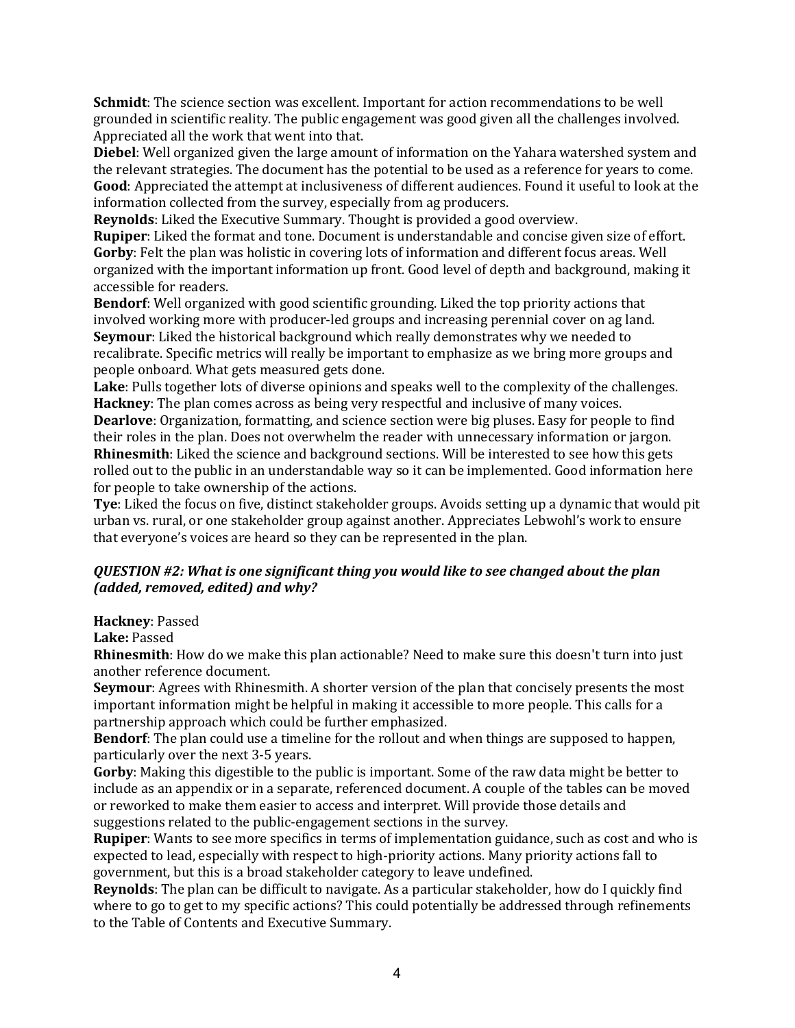**Schmidt**: The science section was excellent. Important for action recommendations to be well grounded in scientific reality. The public engagement was good given all the challenges involved. Appreciated all the work that went into that.

**Diebel**: Well organized given the large amount of information on the Yahara watershed system and the relevant strategies. The document has the potential to be used as a reference for years to come.

**Good**: Appreciated the attempt at inclusiveness of different audiences. Found it useful to look at the information collected from the survey, especially from ag producers.

**Reynolds**: Liked the Executive Summary. Thought is provided a good overview.

**Rupiper**: Liked the format and tone. Document is understandable and concise given size of effort.

**Gorby**: Felt the plan was holistic in covering lots of information and different focus areas. Well organized with the important information up front. Good level of depth and background, making it accessible for readers.

**Bendorf**: Well organized with good scientific grounding. Liked the top priority actions that involved working more with producer-led groups and increasing perennial cover on ag land.

**Seymour**: Liked the historical background which really demonstrates why we needed to recalibrate. Specific metrics will really be important to emphasize as we bring more groups and people onboard. What gets measured gets done.

**Lake**: Pulls together lots of diverse opinions and speaks well to the complexity of the challenges.

**Hackney**: The plan comes across as being very respectful and inclusive of many voices.

**Dearlove**: Organization, formatting, and science section were big pluses. Easy for people to find their roles in the plan. Does not overwhelm the reader with unnecessary information or jargon.

**Rhinesmith**: Liked the science and background sections. Will be interested to see how this gets rolled out to the public in an understandable way so it can be implemented. Good information here for people to take ownership of the actions.

**Tye**: Liked the focus on five, distinct stakeholder groups. Avoids setting up a dynamic that would pit urban vs. rural, or one stakeholder group against another. Appreciates Lebwohl's work to ensure that everyone's voices are heard so they can be represented in the plan.

***QUESTION #2: What is one significant thing you would like to see changed about the plan (added, removed, edited) and why?***

**Hackney**: Passed

**Lake:** Passed

**Rhinesmith**: How do we make this plan actionable? Need to make sure this doesn't turn into just another reference document.

**Seymour**: Agrees with Rhinesmith. A shorter version of the plan that concisely presents the most important information might be helpful in making it accessible to more people. This calls for a partnership approach which could be further emphasized.

**Bendorf**: The plan could use a timeline for the rollout and when things are supposed to happen, particularly over the next 3-5 years.

**Gorby**: Making this digestible to the public is important. Some of the raw data might be better to include as an appendix or in a separate, referenced document. A couple of the tables can be moved or reworked to make them easier to access and interpret. Will provide those details and suggestions related to the public-engagement sections in the survey.

**Rupiper**: Wants to see more specifics in terms of implementation guidance, such as cost and who is expected to lead, especially with respect to high-priority actions. Many priority actions fall to government, but this is a broad stakeholder category to leave undefined.

**Reynolds**: The plan can be difficult to navigate. As a particular stakeholder, how do I quickly find where to go to get to my specific actions? This could potentially be addressed through refinements to the Table of Contents and Executive Summary.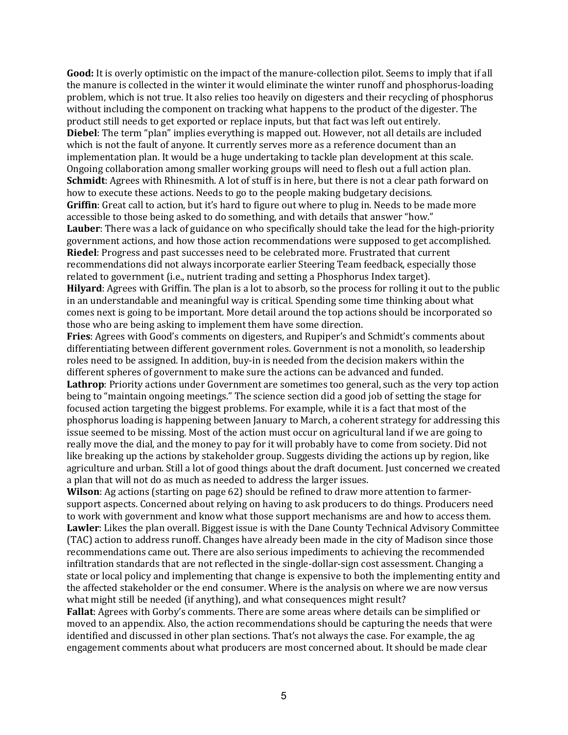**Good:** It is overly optimistic on the impact of the manure-collection pilot. Seems to imply that if all the manure is collected in the winter it would eliminate the winter runoff and phosphorus-loading problem, which is not true. It also relies too heavily on digesters and their recycling of phosphorus without including the component on tracking what happens to the product of the digester. The product still needs to get exported or replace inputs, but that fact was left out entirely.

**Diebel**: The term "plan" implies everything is mapped out. However, not all details are included which is not the fault of anyone. It currently serves more as a reference document than an implementation plan. It would be a huge undertaking to tackle plan development at this scale. Ongoing collaboration among smaller working groups will need to flesh out a full action plan.

**Schmidt**: Agrees with Rhinesmith. A lot of stuff is in here, but there is not a clear path forward on how to execute these actions. Needs to go to the people making budgetary decisions.

**Griffin**: Great call to action, but it's hard to figure out where to plug in. Needs to be made more accessible to those being asked to do something, and with details that answer "how."

**Lauber**: There was a lack of guidance on who specifically should take the lead for the high-priority government actions, and how those action recommendations were supposed to get accomplished.

**Riedel**: Progress and past successes need to be celebrated more. Frustrated that current recommendations did not always incorporate earlier Steering Team feedback, especially those related to government (i.e., nutrient trading and setting a Phosphorus Index target).

**Hilyard**: Agrees with Griffin. The plan is a lot to absorb, so the process for rolling it out to the public in an understandable and meaningful way is critical. Spending some time thinking about what comes next is going to be important. More detail around the top actions should be incorporated so those who are being asking to implement them have some direction.

**Fries**: Agrees with Good's comments on digesters, and Rupiper's and Schmidt's comments about differentiating between different government roles. Government is not a monolith, so leadership roles need to be assigned. In addition, buy-in is needed from the decision makers within the different spheres of government to make sure the actions can be advanced and funded.

**Lathrop**: Priority actions under Government are sometimes too general, such as the very top action being to "maintain ongoing meetings." The science section did a good job of setting the stage for focused action targeting the biggest problems. For example, while it is a fact that most of the phosphorus loading is happening between January to March, a coherent strategy for addressing this issue seemed to be missing. Most of the action must occur on agricultural land if we are going to really move the dial, and the money to pay for it will probably have to come from society. Did not like breaking up the actions by stakeholder group. Suggests dividing the actions up by region, like agriculture and urban. Still a lot of good things about the draft document. Just concerned we created a plan that will not do as much as needed to address the larger issues.

**Wilson**: Ag actions (starting on page 62) should be refined to draw more attention to farmer-support aspects. Concerned about relying on having to ask producers to do things. Producers need to work with government and know what those support mechanisms are and how to access them.

**Lawler**: Likes the plan overall. Biggest issue is with the Dane County Technical Advisory Committee (TAC) action to address runoff. Changes have already been made in the city of Madison since those recommendations came out. There are also serious impediments to achieving the recommended infiltration standards that are not reflected in the single-dollar-sign cost assessment. Changing a state or local policy and implementing that change is expensive to both the implementing entity and the affected stakeholder or the end consumer. Where is the analysis on where we are now versus what might still be needed (if anything), and what consequences might result?

**Fallat**: Agrees with Gorby's comments. There are some areas where details can be simplified or moved to an appendix. Also, the action recommendations should be capturing the needs that were identified and discussed in other plan sections. That's not always the case. For example, the ag engagement comments about what producers are most concerned about. It should be made clear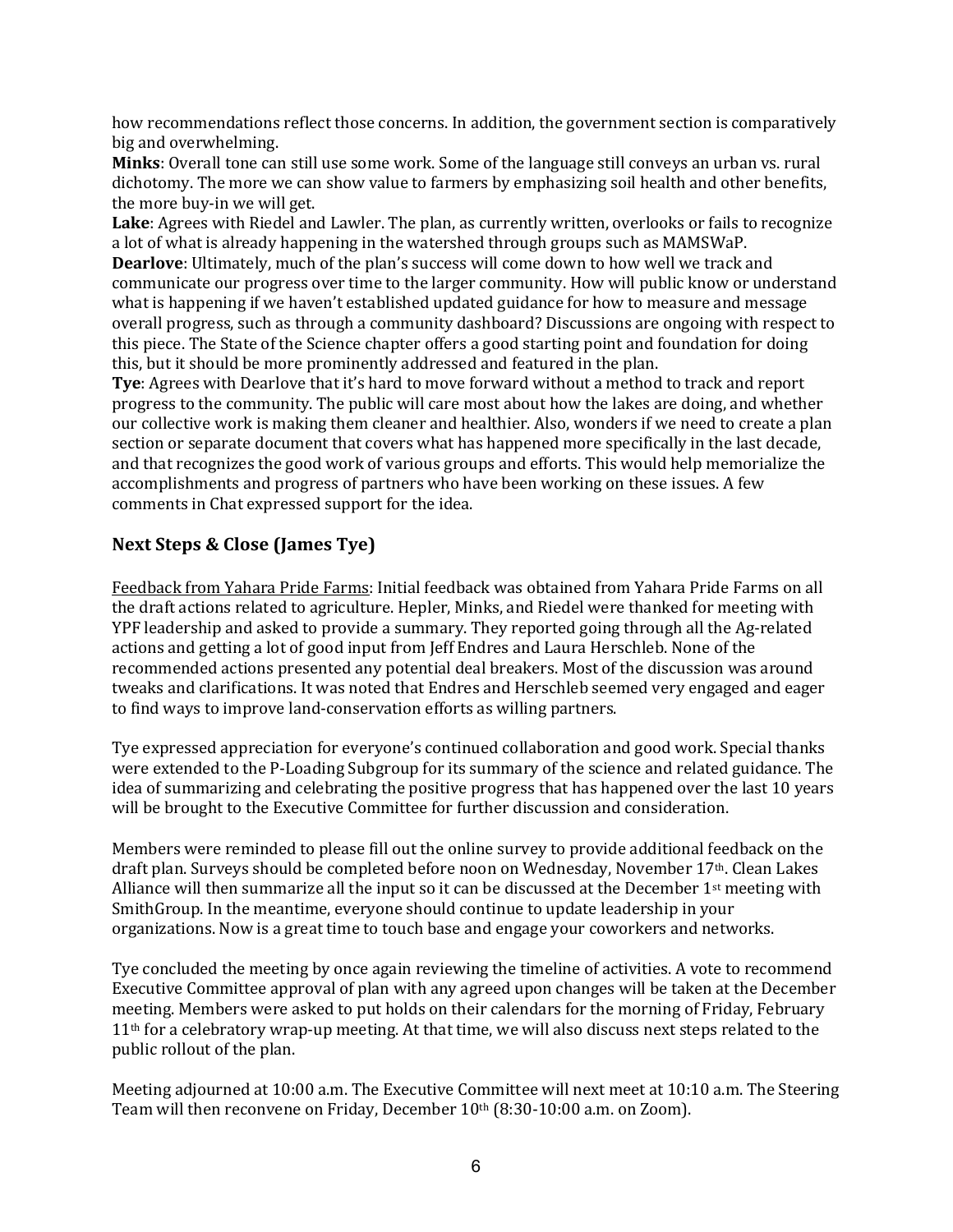how recommendations reflect those concerns. In addition, the government section is comparatively big and overwhelming.

**Minks**: Overall tone can still use some work. Some of the language still conveys an urban vs. rural dichotomy. The more we can show value to farmers by emphasizing soil health and other benefits, the more buy-in we will get.

**Lake**: Agrees with Riedel and Lawler. The plan, as currently written, overlooks or fails to recognize a lot of what is already happening in the watershed through groups such as MAMSWaP.

**Dearlove**: Ultimately, much of the plan's success will come down to how well we track and communicate our progress over time to the larger community. How will public know or understand what is happening if we haven't established updated guidance for how to measure and message overall progress, such as through a community dashboard? Discussions are ongoing with respect to this piece. The State of the Science chapter offers a good starting point and foundation for doing this, but it should be more prominently addressed and featured in the plan.

**Tye**: Agrees with Dearlove that it's hard to move forward without a method to track and report progress to the community. The public will care most about how the lakes are doing, and whether our collective work is making them cleaner and healthier. Also, wonders if we need to create a plan section or separate document that covers what has happened more specifically in the last decade, and that recognizes the good work of various groups and efforts. This would help memorialize the accomplishments and progress of partners who have been working on these issues. A few comments in Chat expressed support for the idea.

### Next Steps & Close (James Tye)

Feedback from Yahara Pride Farms: Initial feedback was obtained from Yahara Pride Farms on all the draft actions related to agriculture. Hepler, Minks, and Riedel were thanked for meeting with YPF leadership and asked to provide a summary. They reported going through all the Ag-related actions and getting a lot of good input from Jeff Endres and Laura Herschleb. None of the recommended actions presented any potential deal breakers. Most of the discussion was around tweaks and clarifications. It was noted that Endres and Herschleb seemed very engaged and eager to find ways to improve land-conservation efforts as willing partners.

Tye expressed appreciation for everyone's continued collaboration and good work. Special thanks were extended to the P-Loading Subgroup for its summary of the science and related guidance. The idea of summarizing and celebrating the positive progress that has happened over the last 10 years will be brought to the Executive Committee for further discussion and consideration.

Members were reminded to please fill out the online survey to provide additional feedback on the draft plan. Surveys should be completed before noon on Wednesday, November 17th. Clean Lakes Alliance will then summarize all the input so it can be discussed at the December 1st meeting with SmithGroup. In the meantime, everyone should continue to update leadership in your organizations. Now is a great time to touch base and engage your coworkers and networks.

Tye concluded the meeting by once again reviewing the timeline of activities. A vote to recommend Executive Committee approval of plan with any agreed upon changes will be taken at the December meeting. Members were asked to put holds on their calendars for the morning of Friday, February 11th for a celebratory wrap-up meeting. At that time, we will also discuss next steps related to the public rollout of the plan.

Meeting adjourned at 10:00 a.m. The Executive Committee will next meet at 10:10 a.m. The Steering Team will then reconvene on Friday, December 10th (8:30-10:00 a.m. on Zoom).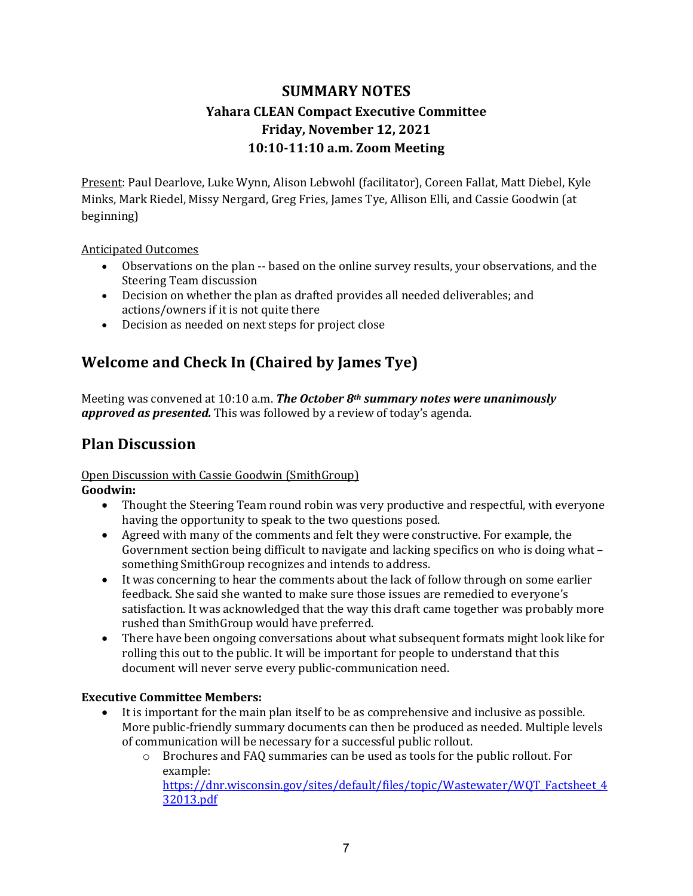# SUMMARY NOTES

## Yahara CLEAN Compact Executive Committee
## Friday, November 12, 2021
## 10:10-11:10 a.m. Zoom Meeting

Present: Paul Dearlove, Luke Wynn, Alison Lebwohl (facilitator), Coreen Fallat, Matt Diebel, Kyle Minks, Mark Riedel, Missy Nergard, Greg Fries, James Tye, Allison Elli, and Cassie Goodwin (at beginning)

Anticipated Outcomes

- Observations on the plan -- based on the online survey results, your observations, and the Steering Team discussion
- Decision on whether the plan as drafted provides all needed deliverables; and actions/owners if it is not quite there
- Decision as needed on next steps for project close

## Welcome and Check In (Chaired by James Tye)

Meeting was convened at 10:10 a.m. ***The October 8th summary notes were unanimously approved as presented.*** This was followed by a review of today's agenda.

## Plan Discussion

Open Discussion with Cassie Goodwin (SmithGroup)

**Goodwin:**

- Thought the Steering Team round robin was very productive and respectful, with everyone having the opportunity to speak to the two questions posed.
- Agreed with many of the comments and felt they were constructive. For example, the Government section being difficult to navigate and lacking specifics on who is doing what – something SmithGroup recognizes and intends to address.
- It was concerning to hear the comments about the lack of follow through on some earlier feedback. She said she wanted to make sure those issues are remedied to everyone's satisfaction. It was acknowledged that the way this draft came together was probably more rushed than SmithGroup would have preferred.
- There have been ongoing conversations about what subsequent formats might look like for rolling this out to the public. It will be important for people to understand that this document will never serve every public-communication need.

**Executive Committee Members:**

- It is important for the main plan itself to be as comprehensive and inclusive as possible. More public-friendly summary documents can then be produced as needed. Multiple levels of communication will be necessary for a successful public rollout.
  - Brochures and FAQ summaries can be used as tools for the public rollout. For example: https://dnr.wisconsin.gov/sites/default/files/topic/Wastewater/WQT_Factsheet_432013.pdf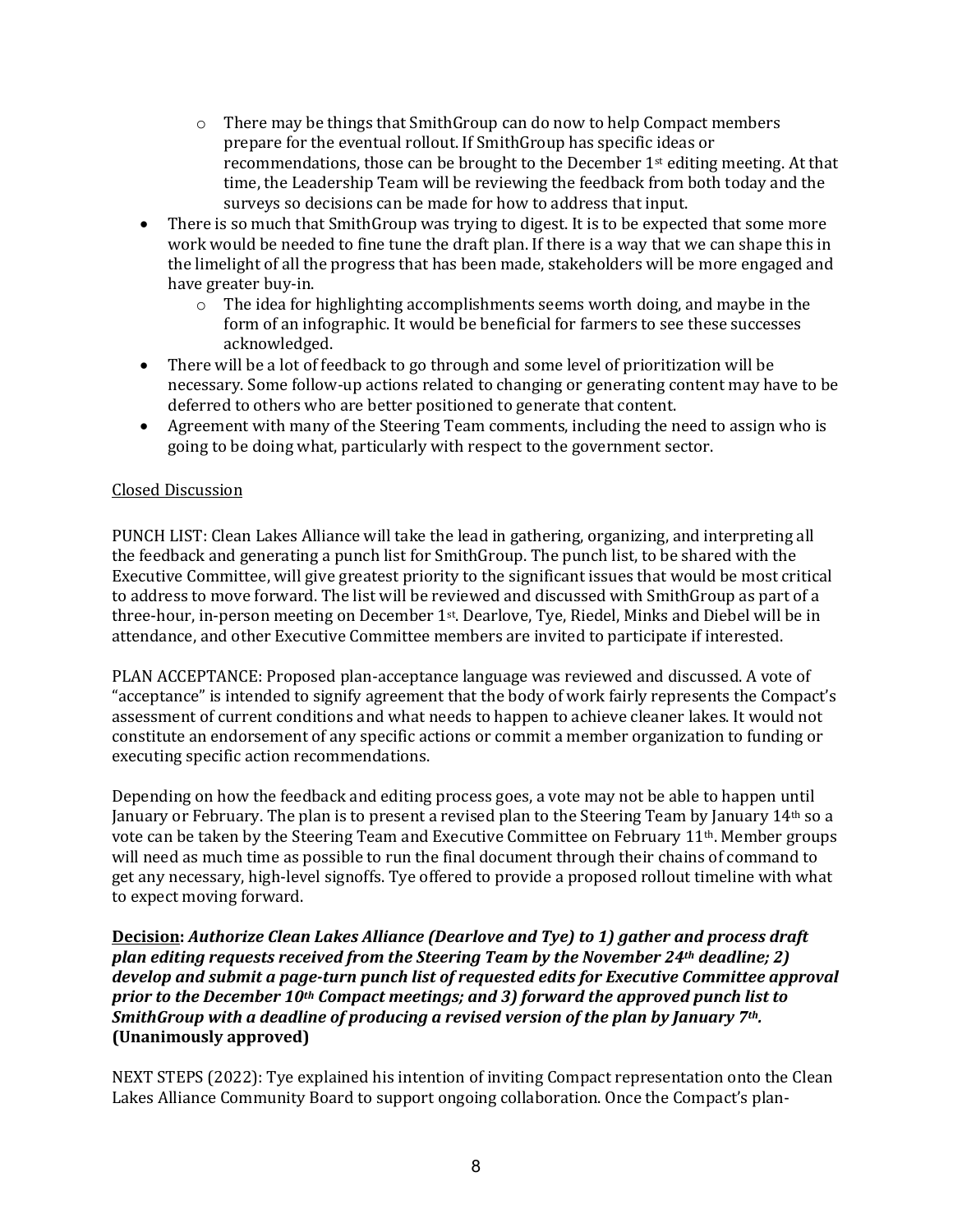- There may be things that SmithGroup can do now to help Compact members prepare for the eventual rollout. If SmithGroup has specific ideas or recommendations, those can be brought to the December 1st editing meeting. At that time, the Leadership Team will be reviewing the feedback from both today and the surveys so decisions can be made for how to address that input.
- There is so much that SmithGroup was trying to digest. It is to be expected that some more work would be needed to fine tune the draft plan. If there is a way that we can shape this in the limelight of all the progress that has been made, stakeholders will be more engaged and have greater buy-in.
    - The idea for highlighting accomplishments seems worth doing, and maybe in the form of an infographic. It would be beneficial for farmers to see these successes acknowledged.
- There will be a lot of feedback to go through and some level of prioritization will be necessary. Some follow-up actions related to changing or generating content may have to be deferred to others who are better positioned to generate that content.
- Agreement with many of the Steering Team comments, including the need to assign who is going to be doing what, particularly with respect to the government sector.

<u>Closed Discussion</u>

PUNCH LIST: Clean Lakes Alliance will take the lead in gathering, organizing, and interpreting all the feedback and generating a punch list for SmithGroup. The punch list, to be shared with the Executive Committee, will give greatest priority to the significant issues that would be most critical to address to move forward. The list will be reviewed and discussed with SmithGroup as part of a three-hour, in-person meeting on December 1st. Dearlove, Tye, Riedel, Minks and Diebel will be in attendance, and other Executive Committee members are invited to participate if interested.

PLAN ACCEPTANCE: Proposed plan-acceptance language was reviewed and discussed. A vote of "acceptance" is intended to signify agreement that the body of work fairly represents the Compact's assessment of current conditions and what needs to happen to achieve cleaner lakes. It would not constitute an endorsement of any specific actions or commit a member organization to funding or executing specific action recommendations.

Depending on how the feedback and editing process goes, a vote may not be able to happen until January or February. The plan is to present a revised plan to the Steering Team by January 14th so a vote can be taken by the Steering Team and Executive Committee on February 11th. Member groups will need as much time as possible to run the final document through their chains of command to get any necessary, high-level signoffs. Tye offered to provide a proposed rollout timeline with what to expect moving forward.

**<u>Decision</u>:** ***Authorize Clean Lakes Alliance (Dearlove and Tye) to 1) gather and process draft plan editing requests received from the Steering Team by the November 24th deadline; 2) develop and submit a page-turn punch list of requested edits for Executive Committee approval prior to the December 10th Compact meetings; and 3) forward the approved punch list to SmithGroup with a deadline of producing a revised version of the plan by January 7th.*** **(Unanimously approved)**

NEXT STEPS (2022): Tye explained his intention of inviting Compact representation onto the Clean Lakes Alliance Community Board to support ongoing collaboration. Once the Compact's plan-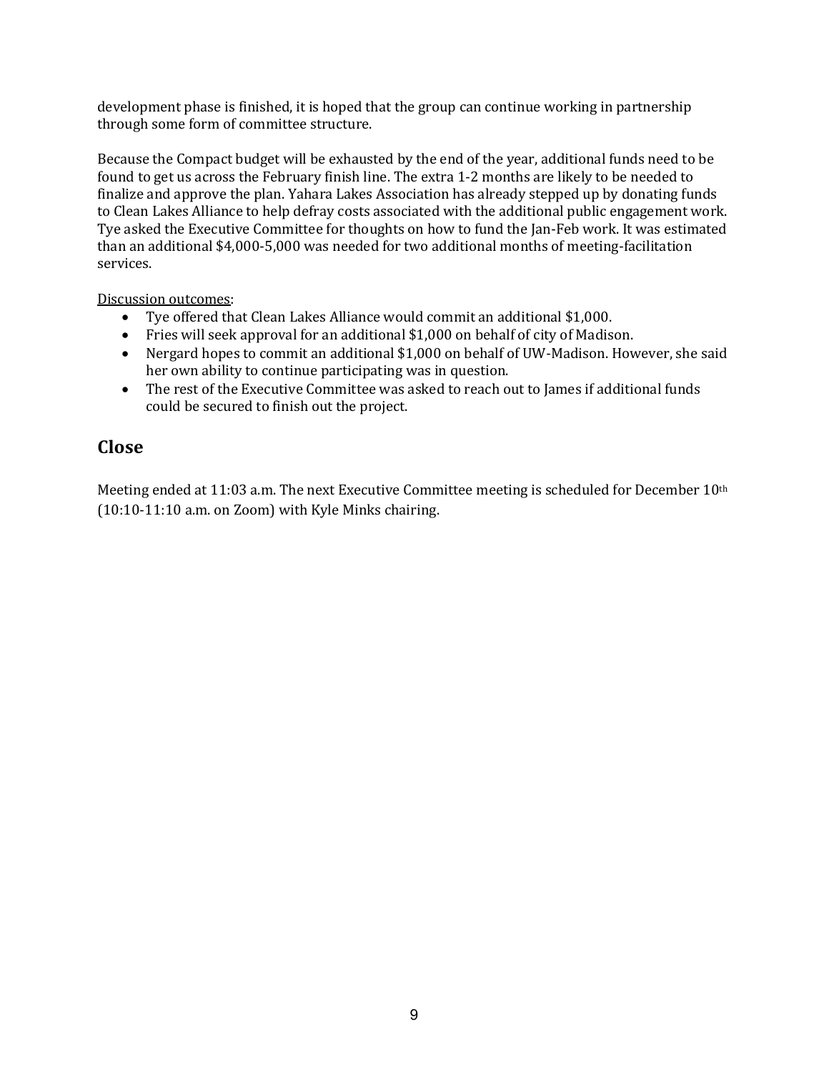development phase is finished, it is hoped that the group can continue working in partnership through some form of committee structure.

Because the Compact budget will be exhausted by the end of the year, additional funds need to be found to get us across the February finish line. The extra 1-2 months are likely to be needed to finalize and approve the plan. Yahara Lakes Association has already stepped up by donating funds to Clean Lakes Alliance to help defray costs associated with the additional public engagement work. Tye asked the Executive Committee for thoughts on how to fund the Jan-Feb work. It was estimated than an additional $4,000-5,000 was needed for two additional months of meeting-facilitation services.

Discussion outcomes:

- Tye offered that Clean Lakes Alliance would commit an additional $1,000.
- Fries will seek approval for an additional $1,000 on behalf of city of Madison.
- Nergard hopes to commit an additional $1,000 on behalf of UW-Madison. However, she said her own ability to continue participating was in question.
- The rest of the Executive Committee was asked to reach out to James if additional funds could be secured to finish out the project.

## Close

Meeting ended at 11:03 a.m. The next Executive Committee meeting is scheduled for December 10th (10:10-11:10 a.m. on Zoom) with Kyle Minks chairing.